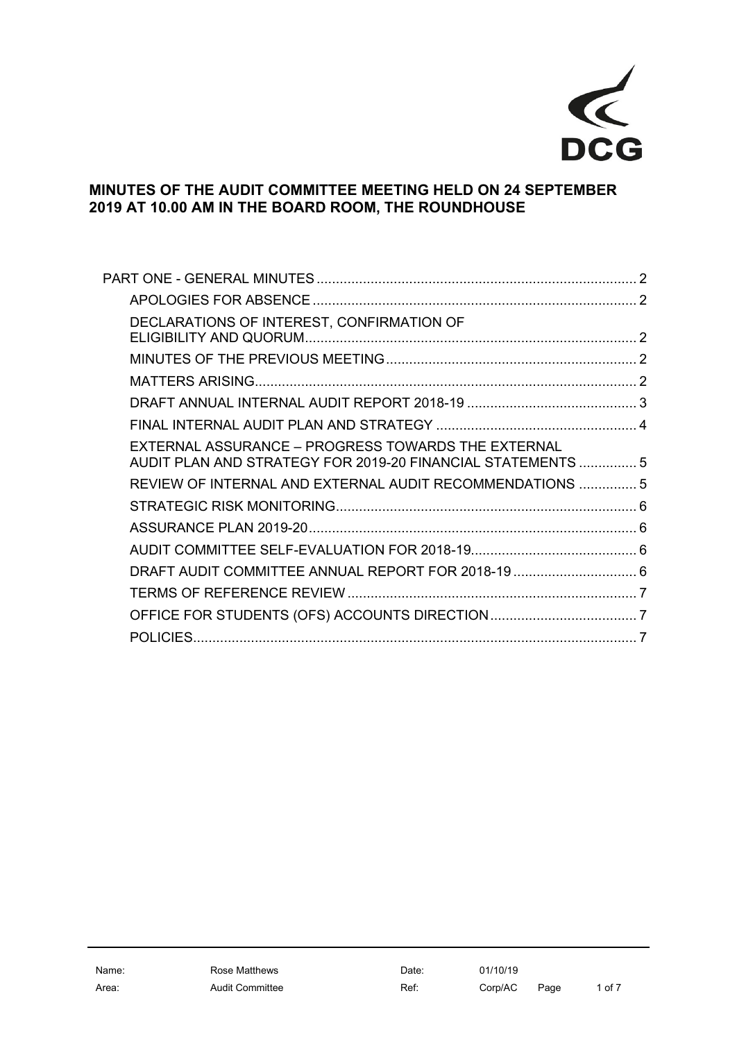DCG

# MINUTES OF THE AUDIT COMMITTEE MEETING HELD ON 24 SEPTEMBER 2019 AT 10.00 AM IN THE BOARD ROOM, THE ROUNDHOUSE

- PART ONE - GENERAL MINUTES .......... 2
  - APOLOGIES FOR ABSENCE .......... 2
  - DECLARATIONS OF INTEREST, CONFIRMATION OF ELIGIBILITY AND QUORUM .......... 2
  - MINUTES OF THE PREVIOUS MEETING .......... 2
  - MATTERS ARISING .......... 2
  - DRAFT ANNUAL INTERNAL AUDIT REPORT 2018-19 .......... 3
  - FINAL INTERNAL AUDIT PLAN AND STRATEGY .......... 4
  - EXTERNAL ASSURANCE – PROGRESS TOWARDS THE EXTERNAL AUDIT PLAN AND STRATEGY FOR 2019-20 FINANCIAL STATEMENTS .......... 5
  - REVIEW OF INTERNAL AND EXTERNAL AUDIT RECOMMENDATIONS .......... 5
  - STRATEGIC RISK MONITORING .......... 6
  - ASSURANCE PLAN 2019-20 .......... 6
  - AUDIT COMMITTEE SELF-EVALUATION FOR 2018-19 .......... 6
  - DRAFT AUDIT COMMITTEE ANNUAL REPORT FOR 2018-19 .......... 6
  - TERMS OF REFERENCE REVIEW .......... 7
  - OFFICE FOR STUDENTS (OFS) ACCOUNTS DIRECTION .......... 7
  - POLICIES .......... 7

| Name: | Rose Matthews | Date: | 01/10/19 |
|---|---|---|---|
| Area: | Audit Committee | Ref: | Corp/AC |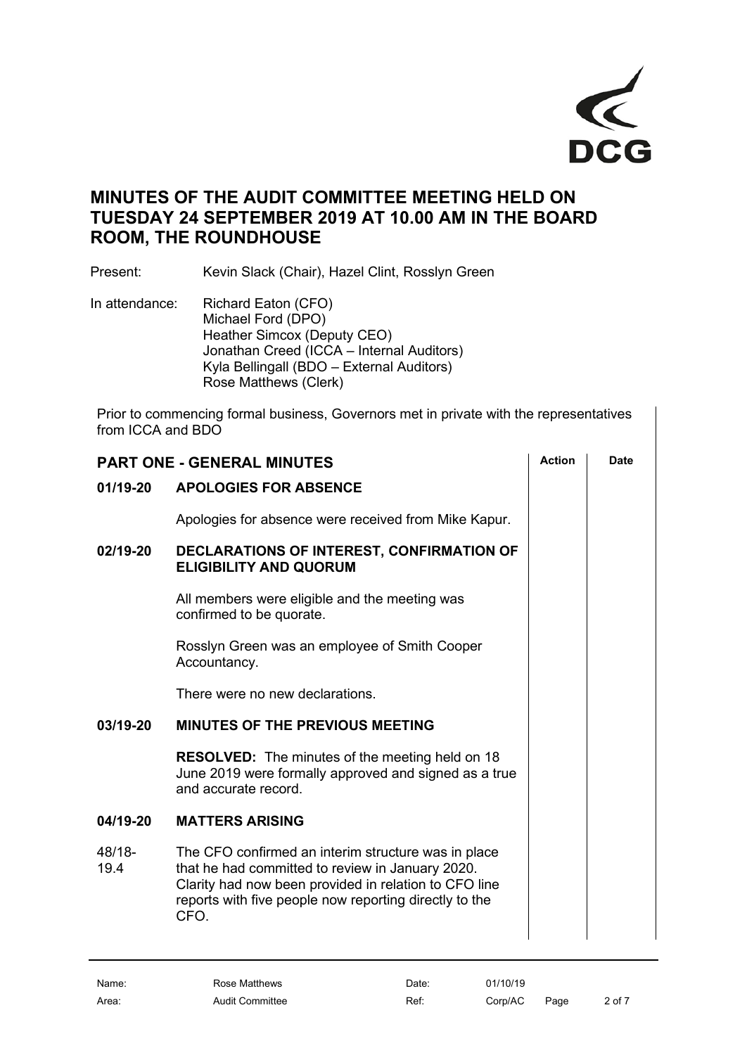# MINUTES OF THE AUDIT COMMITTEE MEETING HELD ON TUESDAY 24 SEPTEMBER 2019 AT 10.00 AM IN THE BOARD ROOM, THE ROUNDHOUSE

Present: Kevin Slack (Chair), Hazel Clint, Rosslyn Green

In attendance: Richard Eaton (CFO)
Michael Ford (DPO)
Heather Simcox (Deputy CEO)
Jonathan Creed (ICCA – Internal Auditors)
Kyla Bellingall (BDO – External Auditors)
Rose Matthews (Clerk)

Prior to commencing formal business, Governors met in private with the representatives from ICCA and BDO

| PART ONE - GENERAL MINUTES | | Action | Date |
|---|---|---|---|
| **01/19-20** | **APOLOGIES FOR ABSENCE** | | |
| | Apologies for absence were received from Mike Kapur. | | |
| **02/19-20** | **DECLARATIONS OF INTEREST, CONFIRMATION OF ELIGIBILITY AND QUORUM** | | |
| | All members were eligible and the meeting was confirmed to be quorate. | | |
| | Rosslyn Green was an employee of Smith Cooper Accountancy. | | |
| | There were no new declarations. | | |
| **03/19-20** | **MINUTES OF THE PREVIOUS MEETING** | | |
| | **RESOLVED:** The minutes of the meeting held on 18 June 2019 were formally approved and signed as a true and accurate record. | | |
| **04/19-20** | **MATTERS ARISING** | | |
| 48/18-19.4 | The CFO confirmed an interim structure was in place that he had committed to review in January 2020. Clarity had now been provided in relation to CFO line reports with five people now reporting directly to the CFO. | | |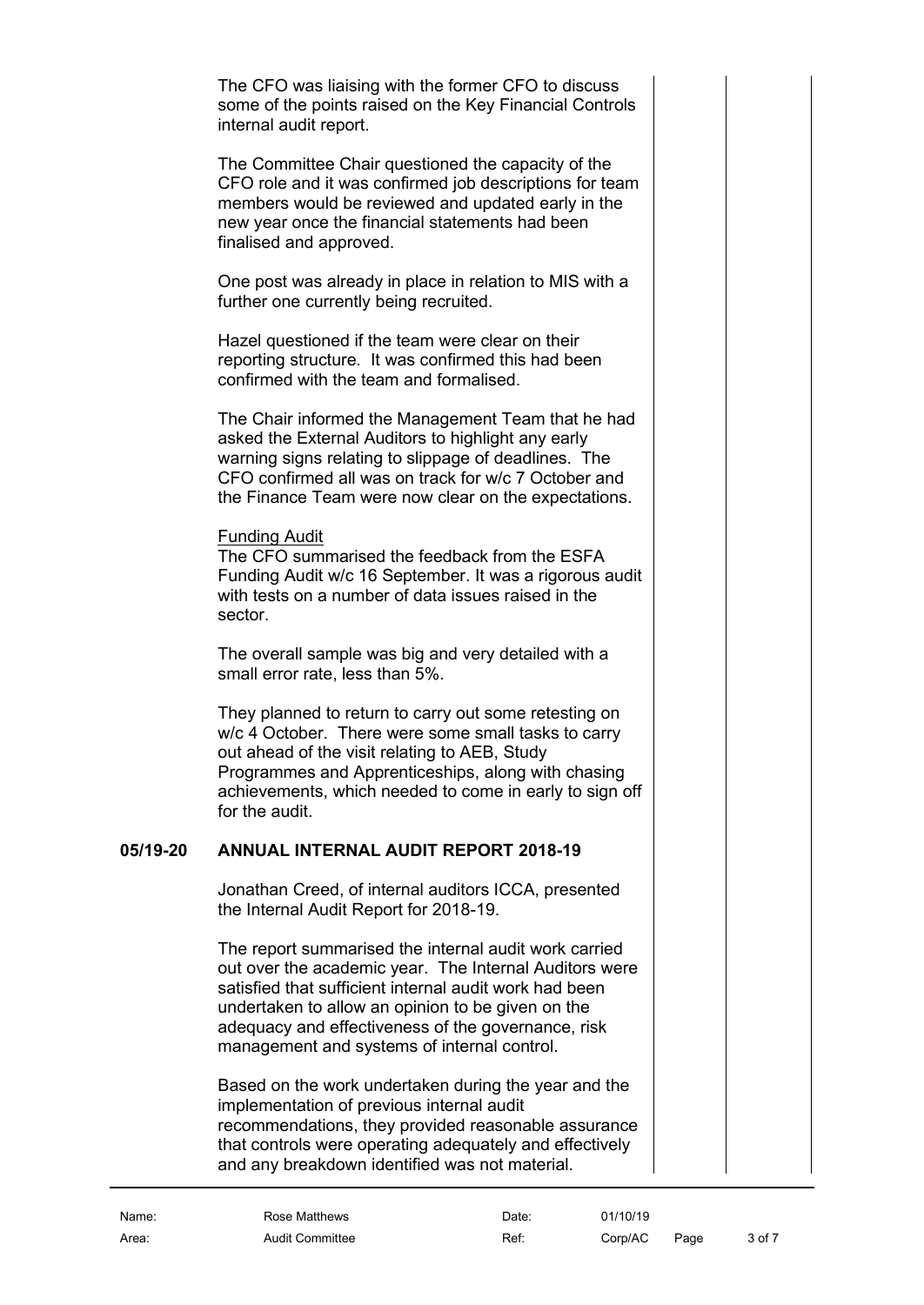The CFO was liaising with the former CFO to discuss some of the points raised on the Key Financial Controls internal audit report.

The Committee Chair questioned the capacity of the CFO role and it was confirmed job descriptions for team members would be reviewed and updated early in the new year once the financial statements had been finalised and approved.

One post was already in place in relation to MIS with a further one currently being recruited.

Hazel questioned if the team were clear on their reporting structure. It was confirmed this had been confirmed with the team and formalised.

The Chair informed the Management Team that he had asked the External Auditors to highlight any early warning signs relating to slippage of deadlines. The CFO confirmed all was on track for w/c 7 October and the Finance Team were now clear on the expectations.

Funding Audit

The CFO summarised the feedback from the ESFA Funding Audit w/c 16 September. It was a rigorous audit with tests on a number of data issues raised in the sector.

The overall sample was big and very detailed with a small error rate, less than 5%.

They planned to return to carry out some retesting on w/c 4 October. There were some small tasks to carry out ahead of the visit relating to AEB, Study Programmes and Apprenticeships, along with chasing achievements, which needed to come in early to sign off for the audit.

## 05/19-20 ANNUAL INTERNAL AUDIT REPORT 2018-19

Jonathan Creed, of internal auditors ICCA, presented the Internal Audit Report for 2018-19.

The report summarised the internal audit work carried out over the academic year. The Internal Auditors were satisfied that sufficient internal audit work had been undertaken to allow an opinion to be given on the adequacy and effectiveness of the governance, risk management and systems of internal control.

Based on the work undertaken during the year and the implementation of previous internal audit recommendations, they provided reasonable assurance that controls were operating adequately and effectively and any breakdown identified was not material.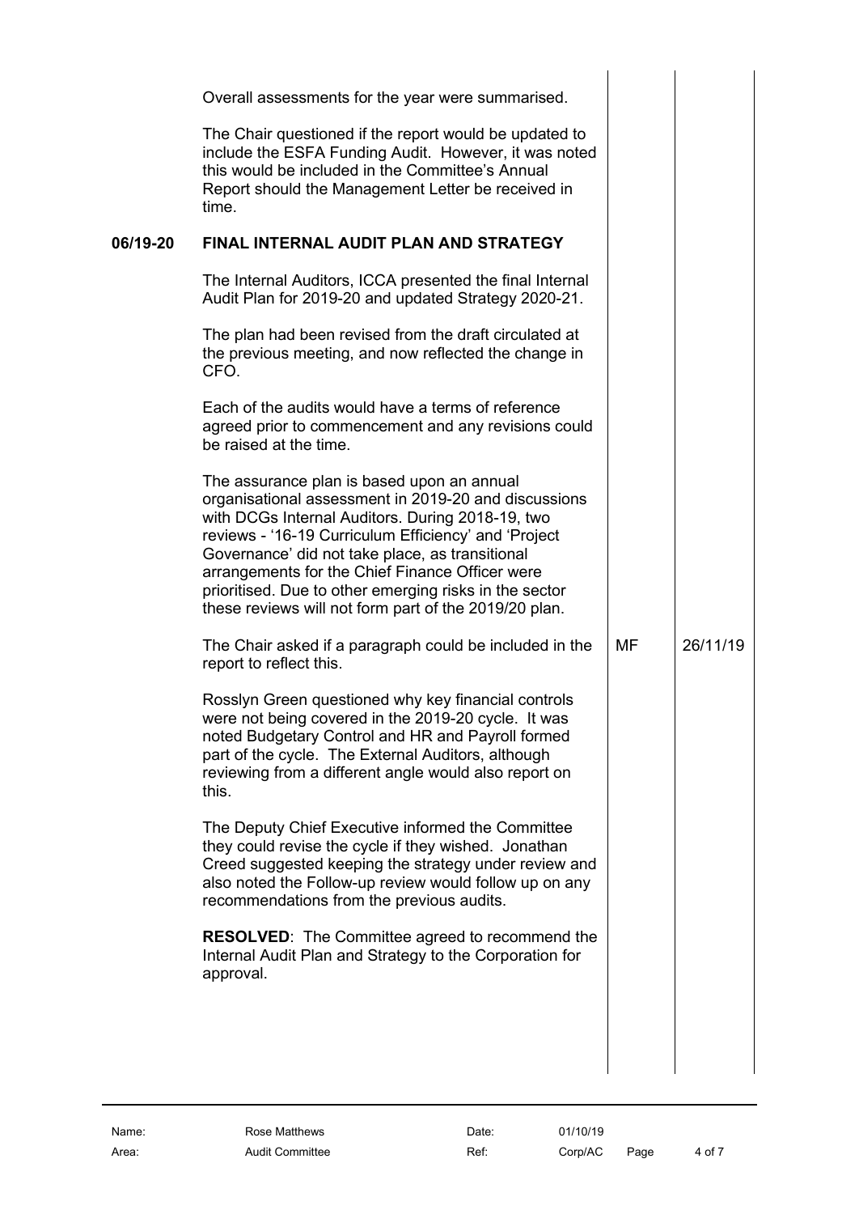| | | | |
|---|---|---|---|
| | Overall assessments for the year were summarised.<br><br>The Chair questioned if the report would be updated to include the ESFA Funding Audit. However, it was noted this would be included in the Committee's Annual Report should the Management Letter be received in time. | | |
| **06/19-20** | **FINAL INTERNAL AUDIT PLAN AND STRATEGY** | | |
| | The Internal Auditors, ICCA presented the final Internal Audit Plan for 2019-20 and updated Strategy 2020-21.<br><br>The plan had been revised from the draft circulated at the previous meeting, and now reflected the change in CFO.<br><br>Each of the audits would have a terms of reference agreed prior to commencement and any revisions could be raised at the time.<br><br>The assurance plan is based upon an annual organisational assessment in 2019-20 and discussions with DCGs Internal Auditors. During 2018-19, two reviews - '16-19 Curriculum Efficiency' and 'Project Governance' did not take place, as transitional arrangements for the Chief Finance Officer were prioritised. Due to other emerging risks in the sector these reviews will not form part of the 2019/20 plan. | | |
| | The Chair asked if a paragraph could be included in the report to reflect this. | MF | 26/11/19 |
| | Rosslyn Green questioned why key financial controls were not being covered in the 2019-20 cycle. It was noted Budgetary Control and HR and Payroll formed part of the cycle. The External Auditors, although reviewing from a different angle would also report on this.<br><br>The Deputy Chief Executive informed the Committee they could revise the cycle if they wished. Jonathan Creed suggested keeping the strategy under review and also noted the Follow-up review would follow up on any recommendations from the previous audits.<br><br>**RESOLVED**: The Committee agreed to recommend the Internal Audit Plan and Strategy to the Corporation for approval. | | |

Name: Rose Matthews
Area: Audit Committee
Date: 01/10/19
Ref: Corp/AC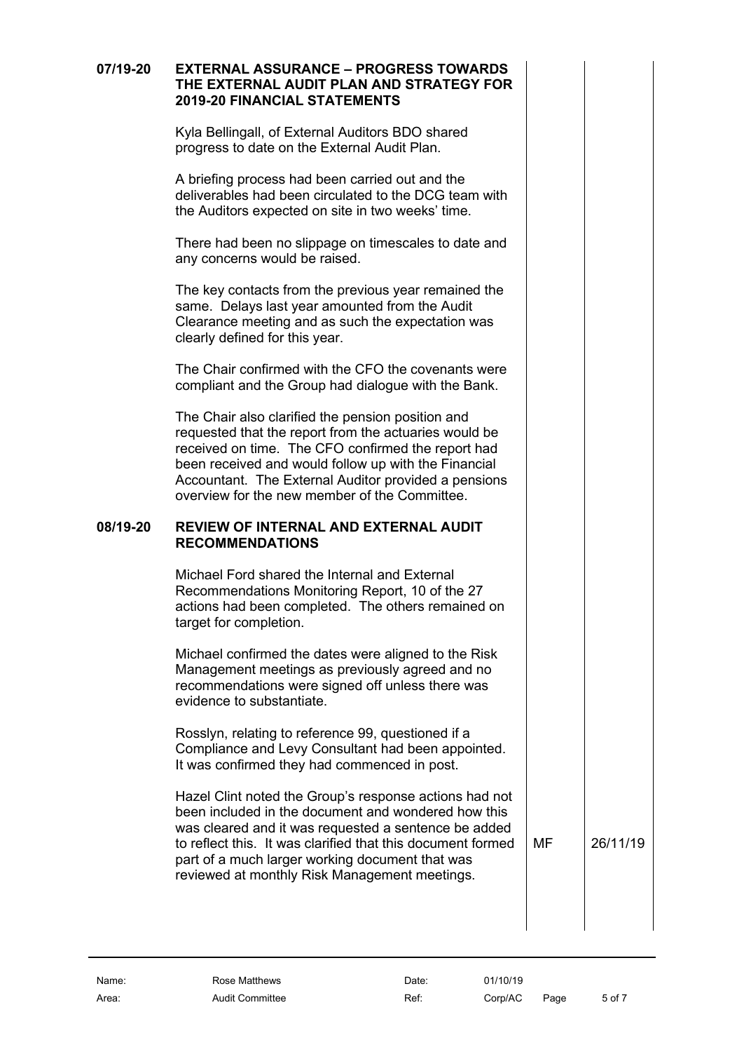## 07/19-20 EXTERNAL ASSURANCE – PROGRESS TOWARDS THE EXTERNAL AUDIT PLAN AND STRATEGY FOR 2019-20 FINANCIAL STATEMENTS

Kyla Bellingall, of External Auditors BDO shared progress to date on the External Audit Plan.

A briefing process had been carried out and the deliverables had been circulated to the DCG team with the Auditors expected on site in two weeks' time.

There had been no slippage on timescales to date and any concerns would be raised.

The key contacts from the previous year remained the same. Delays last year amounted from the Audit Clearance meeting and as such the expectation was clearly defined for this year.

The Chair confirmed with the CFO the covenants were compliant and the Group had dialogue with the Bank.

The Chair also clarified the pension position and requested that the report from the actuaries would be received on time. The CFO confirmed the report had been received and would follow up with the Financial Accountant. The External Auditor provided a pensions overview for the new member of the Committee.

## 08/19-20 REVIEW OF INTERNAL AND EXTERNAL AUDIT RECOMMENDATIONS

Michael Ford shared the Internal and External Recommendations Monitoring Report, 10 of the 27 actions had been completed. The others remained on target for completion.

Michael confirmed the dates were aligned to the Risk Management meetings as previously agreed and no recommendations were signed off unless there was evidence to substantiate.

Rosslyn, relating to reference 99, questioned if a Compliance and Levy Consultant had been appointed. It was confirmed they had commenced in post.

Hazel Clint noted the Group's response actions had not been included in the document and wondered how this was cleared and it was requested a sentence be added to reflect this. It was clarified that this document formed part of a much larger working document that was reviewed at monthly Risk Management meetings. — **MF** — **26/11/19**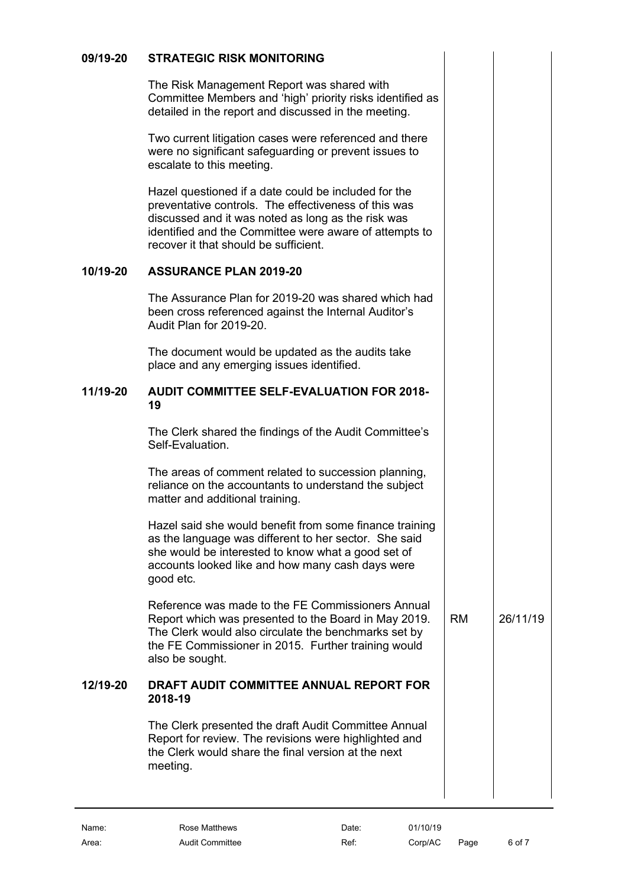| | | | |
|---|---|---|---|
| **09/19-20** | **STRATEGIC RISK MONITORING** | | |
| | The Risk Management Report was shared with Committee Members and 'high' priority risks identified as detailed in the report and discussed in the meeting. | | |
| | Two current litigation cases were referenced and there were no significant safeguarding or prevent issues to escalate to this meeting. | | |
| | Hazel questioned if a date could be included for the preventative controls. The effectiveness of this was discussed and it was noted as long as the risk was identified and the Committee were aware of attempts to recover it that should be sufficient. | | |
| **10/19-20** | **ASSURANCE PLAN 2019-20** | | |
| | The Assurance Plan for 2019-20 was shared which had been cross referenced against the Internal Auditor's Audit Plan for 2019-20. | | |
| | The document would be updated as the audits take place and any emerging issues identified. | | |
| **11/19-20** | **AUDIT COMMITTEE SELF-EVALUATION FOR 2018-19** | | |
| | The Clerk shared the findings of the Audit Committee's Self-Evaluation. | | |
| | The areas of comment related to succession planning, reliance on the accountants to understand the subject matter and additional training. | | |
| | Hazel said she would benefit from some finance training as the language was different to her sector. She said she would be interested to know what a good set of accounts looked like and how many cash days were good etc. | | |
| | Reference was made to the FE Commissioners Annual Report which was presented to the Board in May 2019. The Clerk would also circulate the benchmarks set by the FE Commissioner in 2015. Further training would also be sought. | RM | 26/11/19 |
| **12/19-20** | **DRAFT AUDIT COMMITTEE ANNUAL REPORT FOR 2018-19** | | |
| | The Clerk presented the draft Audit Committee Annual Report for review. The revisions were highlighted and the Clerk would share the final version at the next meeting. | | |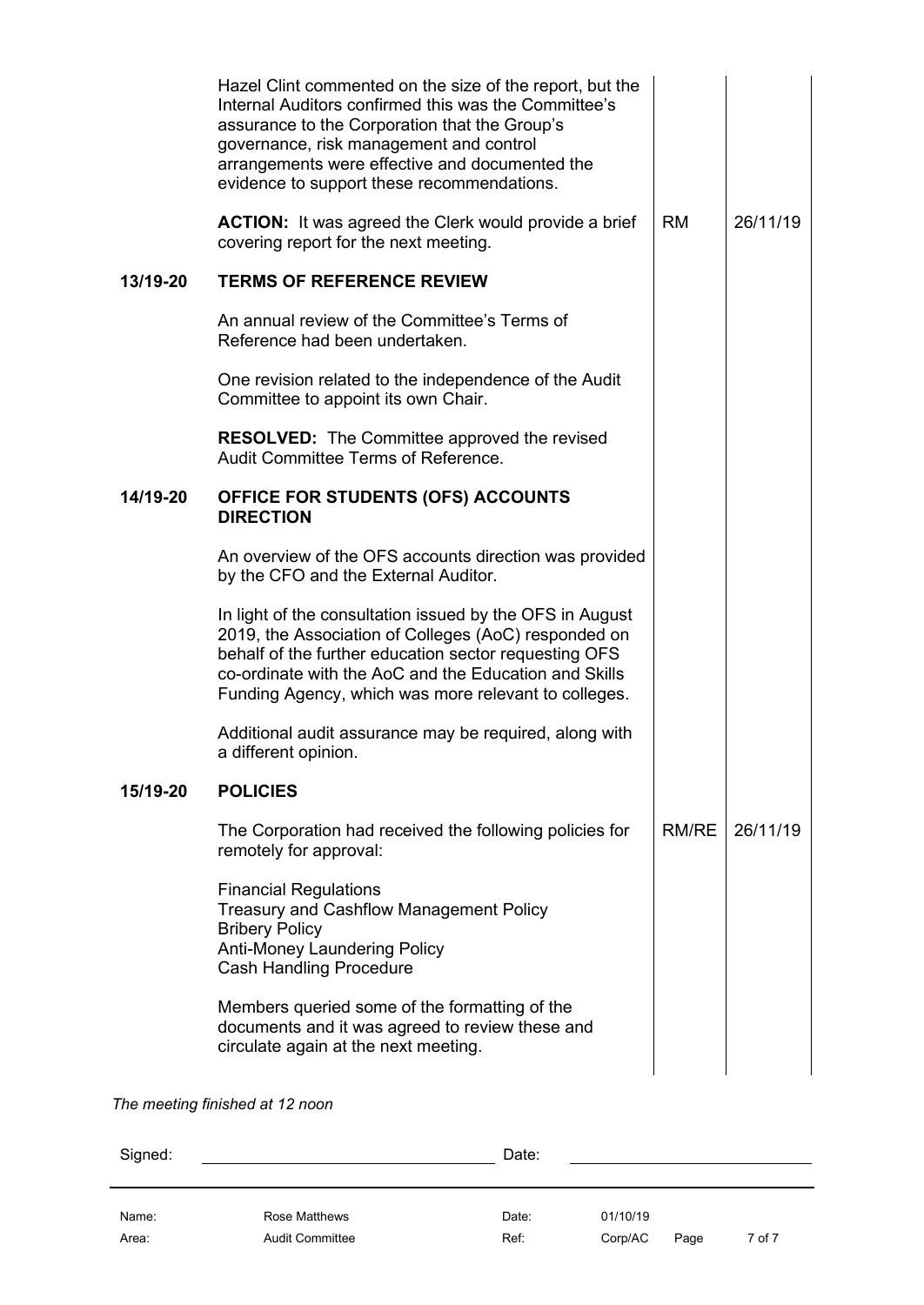| | | | |
|---|---|---|---|
| | Hazel Clint commented on the size of the report, but the Internal Auditors confirmed this was the Committee's assurance to the Corporation that the Group's governance, risk management and control arrangements were effective and documented the evidence to support these recommendations. | | |
| | **ACTION:** It was agreed the Clerk would provide a brief covering report for the next meeting. | RM | 26/11/19 |
| **13/19-20** | **TERMS OF REFERENCE REVIEW** | | |
| | An annual review of the Committee's Terms of Reference had been undertaken. | | |
| | One revision related to the independence of the Audit Committee to appoint its own Chair. | | |
| | **RESOLVED:** The Committee approved the revised Audit Committee Terms of Reference. | | |
| **14/19-20** | **OFFICE FOR STUDENTS (OFS) ACCOUNTS DIRECTION** | | |
| | An overview of the OFS accounts direction was provided by the CFO and the External Auditor. | | |
| | In light of the consultation issued by the OFS in August 2019, the Association of Colleges (AoC) responded on behalf of the further education sector requesting OFS co-ordinate with the AoC and the Education and Skills Funding Agency, which was more relevant to colleges. | | |
| | Additional audit assurance may be required, along with a different opinion. | | |
| **15/19-20** | **POLICIES** | | |
| | The Corporation had received the following policies for remotely for approval: | RM/RE | 26/11/19 |
| | Financial Regulations<br>Treasury and Cashflow Management Policy<br>Bribery Policy<br>Anti-Money Laundering Policy<br>Cash Handling Procedure | | |
| | Members queried some of the formatting of the documents and it was agreed to review these and circulate again at the next meeting. | | |

*The meeting finished at 12 noon*

Signed: ______________________ Date: ______________________

| | | | |
|---|---|---|---|
| Name: | Rose Matthews | Date: | 01/10/19 |
| Area: | Audit Committee | Ref: | Corp/AC |